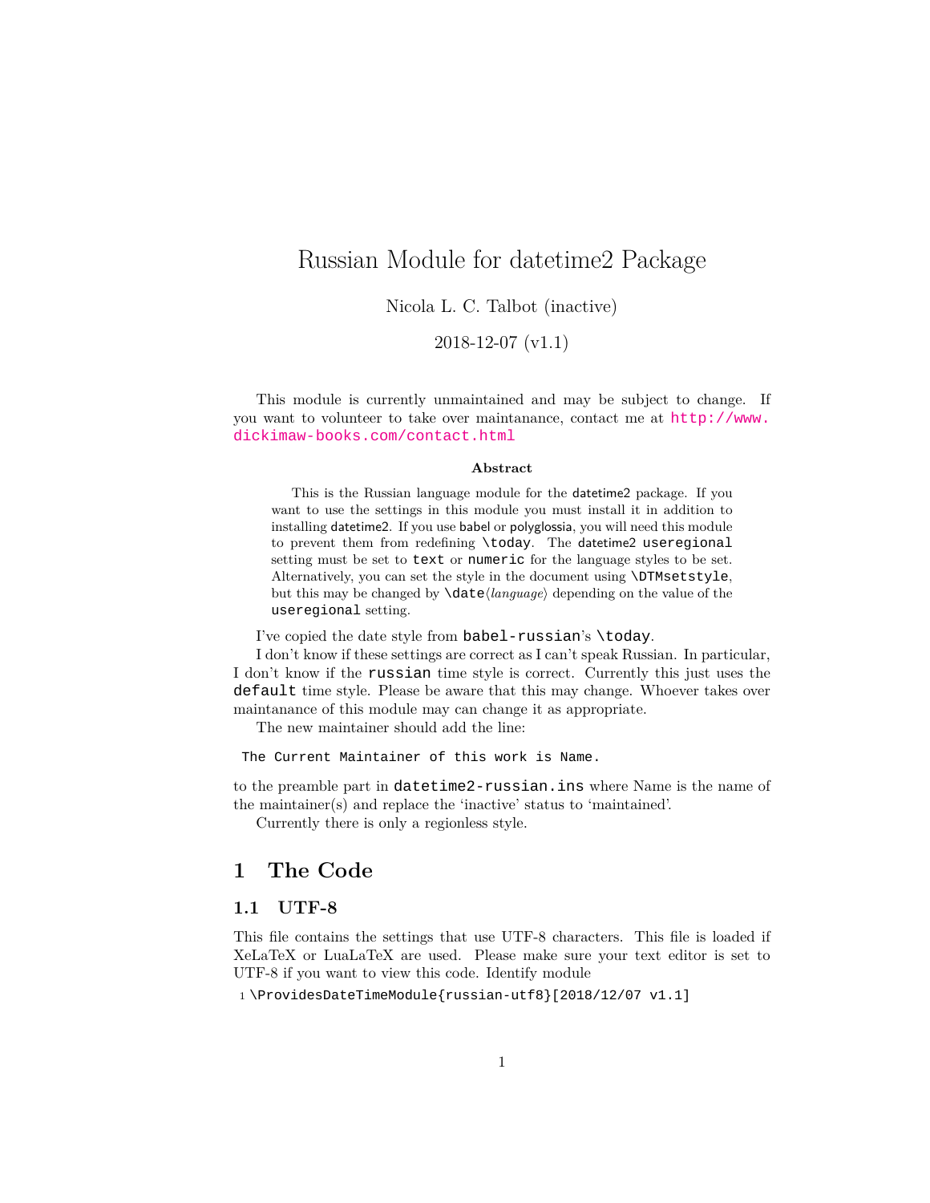# Russian Module for datetime2 Package

Nicola L. C. Talbot (inactive)

2018-12-07 (v1.1)

This module is currently unmaintained and may be subject to change. If you want to volunteer to take over maintanance, contact me at http://www.dickimaw-books.com/contact.html

**Abstract**

This is the Russian language module for the datetime2 package. If you want to use the settings in this module you must install it in addition to installing datetime2. If you use babel or polyglossia, you will need this module to prevent them from redefining `\today`. The datetime2 `useregional` setting must be set to `text` or `numeric` for the language styles to be set. Alternatively, you can set the style in the document using `\DTMsetstyle`, but this may be changed by `\date`⟨*language*⟩ depending on the value of the `useregional` setting.

I've copied the date style from `babel-russian`'s `\today`.

I don't know if these settings are correct as I can't speak Russian. In particular, I don't know if the `russian` time style is correct. Currently this just uses the `default` time style. Please be aware that this may change. Whoever takes over maintanance of this module may can change it as appropriate.

The new maintainer should add the line:

```
The Current Maintainer of this work is Name.
```

to the preamble part in `datetime2-russian.ins` where Name is the name of the maintainer(s) and replace the 'inactive' status to 'maintained'.

Currently there is only a regionless style.

## 1 The Code

### 1.1 UTF-8

This file contains the settings that use UTF-8 characters. This file is loaded if XeLaTeX or LuaLaTeX are used. Please make sure your text editor is set to UTF-8 if you want to view this code. Identify module

```
1 \ProvidesDateTimeModule{russian-utf8}[2018/12/07 v1.1]
```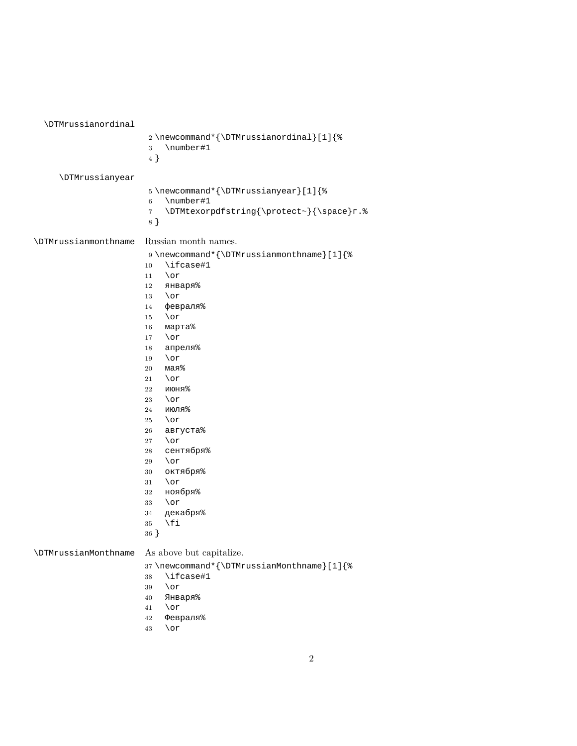\DTMrussianordinal

```
2 \newcommand*{\DTMrussianordinal}[1]{%
3   \number#1
4 }
```

\DTMrussianyear

```
5 \newcommand*{\DTMrussianyear}[1]{%
6   \number#1
7   \DTMtexorpdfstring{\protect~}{\space}г.%
8 }
```

\DTMrussianmonthname Russian month names.

```
9 \newcommand*{\DTMrussianmonthname}[1]{%
10   \ifcase#1
11   \or
12   января%
13   \or
14   февраля%
15   \or
16   марта%
17   \or
18   апреля%
19   \or
20   мая%
21   \or
22   июня%
23   \or
24   июля%
25   \or
26   августа%
27   \or
28   сентября%
29   \or
30   октября%
31   \or
32   ноября%
33   \or
34   декабря%
35   \fi
36 }
```

\DTMrussianMonthname As above but capitalize.

```
37 \newcommand*{\DTMrussianMonthname}[1]{%
38   \ifcase#1
39   \or
40   Января%
41   \or
42   Февраля%
43   \or
```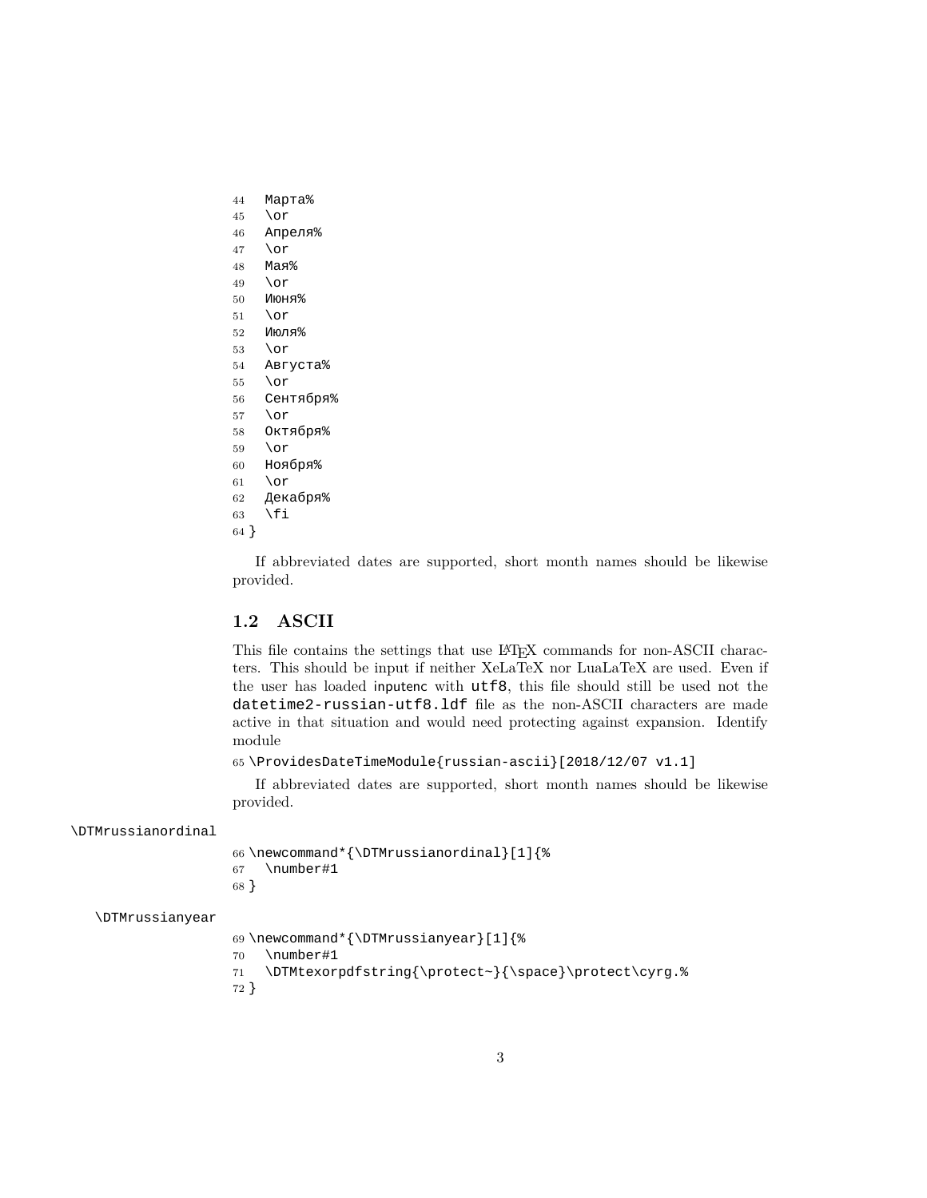```
44   Марта%
45   \or
46   Апреля%
47   \or
48   Мая%
49   \or
50   Июня%
51   \or
52   Июля%
53   \or
54   Августа%
55   \or
56   Сентября%
57   \or
58   Октября%
59   \or
60   Ноября%
61   \or
62   Декабря%
63   \fi
64 }
```

If abbreviated dates are supported, short month names should be likewise provided.

## 1.2 ASCII

This file contains the settings that use LaTeX commands for non-ASCII characters. This should be input if neither XeLaTeX nor LuaLaTeX are used. Even if the user has loaded inputenc with `utf8`, this file should still be used not the `datetime2-russian-utf8.ldf` file as the non-ASCII characters are made active in that situation and would need protecting against expansion. Identify module

```
65 \ProvidesDateTimeModule{russian-ascii}[2018/12/07 v1.1]
```

If abbreviated dates are supported, short month names should be likewise provided.

\DTMrussianordinal

```
66 \newcommand*{\DTMrussianordinal}[1]{%
67   \number#1
68 }
```

\DTMrussianyear

```
69 \newcommand*{\DTMrussianyear}[1]{%
70   \number#1
71   \DTMtexorpdfstring{\protect~}{\space}\protect\cyrg.%
72 }
```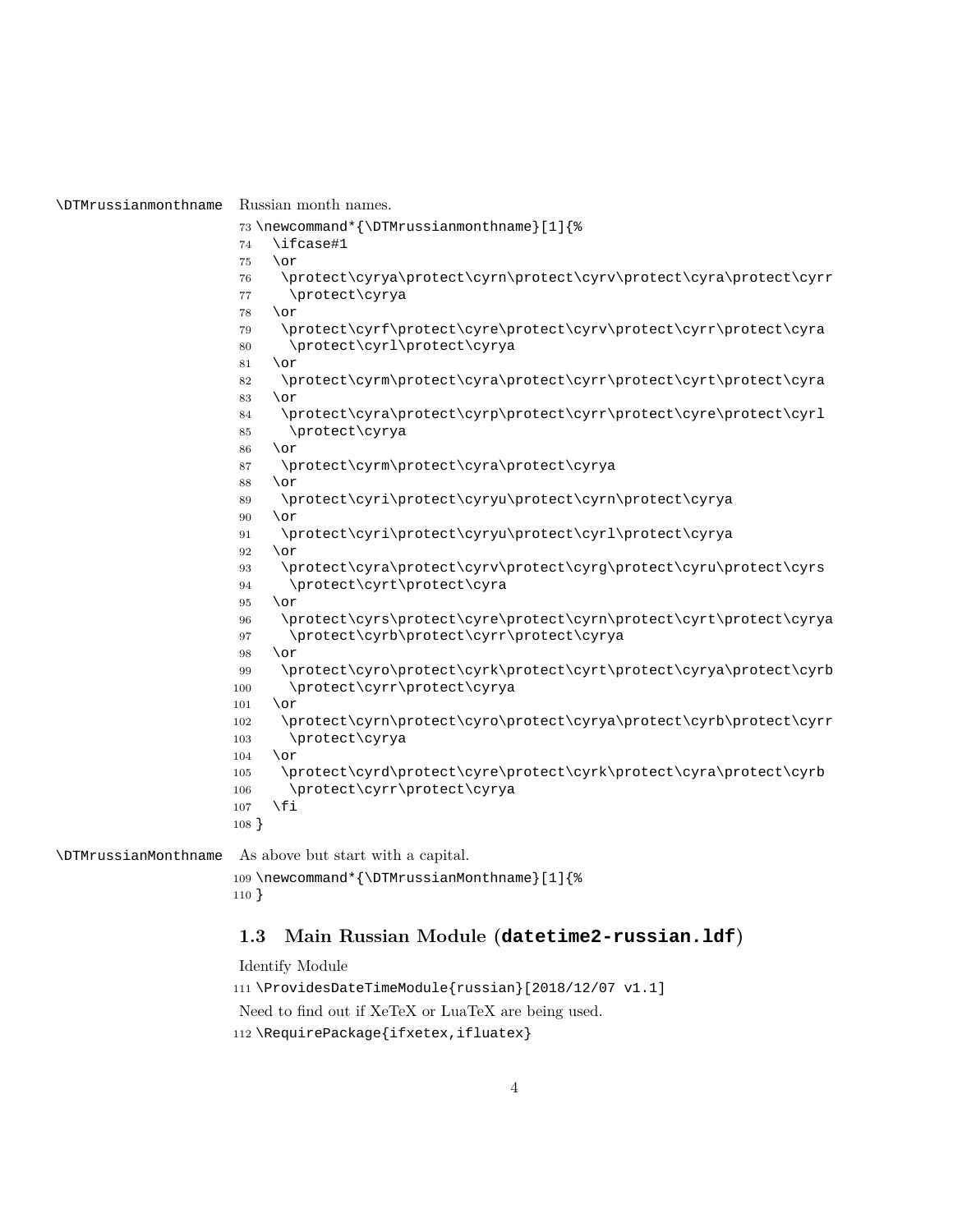\DTMrussianmonthname Russian month names.

```
73 \newcommand*{\DTMrussianmonthname}[1]{%
74   \ifcase#1
75   \or
76    \protect\cyrya\protect\cyrn\protect\cyrv\protect\cyra\protect\cyrr
77     \protect\cyrya
78   \or
79    \protect\cyrf\protect\cyre\protect\cyrv\protect\cyrr\protect\cyra
80     \protect\cyrl\protect\cyrya
81   \or
82    \protect\cyrm\protect\cyra\protect\cyrr\protect\cyrt\protect\cyra
83   \or
84    \protect\cyra\protect\cyrp\protect\cyrr\protect\cyre\protect\cyrl
85     \protect\cyrya
86   \or
87    \protect\cyrm\protect\cyra\protect\cyrya
88   \or
89    \protect\cyri\protect\cyryu\protect\cyrn\protect\cyrya
90   \or
91    \protect\cyri\protect\cyryu\protect\cyrl\protect\cyrya
92   \or
93    \protect\cyra\protect\cyrv\protect\cyrg\protect\cyru\protect\cyrs
94     \protect\cyrt\protect\cyra
95   \or
96    \protect\cyrs\protect\cyre\protect\cyrn\protect\cyrt\protect\cyrya
97     \protect\cyrb\protect\cyrr\protect\cyrya
98   \or
99    \protect\cyro\protect\cyrk\protect\cyrt\protect\cyrya\protect\cyrb
100     \protect\cyrr\protect\cyrya
101   \or
102    \protect\cyrn\protect\cyro\protect\cyrya\protect\cyrb\protect\cyrr
103     \protect\cyrya
104   \or
105    \protect\cyrd\protect\cyre\protect\cyrk\protect\cyra\protect\cyrb
106     \protect\cyrr\protect\cyrya
107   \fi
108 }
```

\DTMrussianMonthname As above but start with a capital.

```
109 \newcommand*{\DTMrussianMonthname}[1]{%
110 }
```

### 1.3 Main Russian Module (**datetime2-russian.ldf**)

Identify Module

```
111 \ProvidesDateTimeModule{russian}[2018/12/07 v1.1]
```

Need to find out if XeTeX or LuaTeX are being used.

```
112 \RequirePackage{ifxetex,ifluatex}
```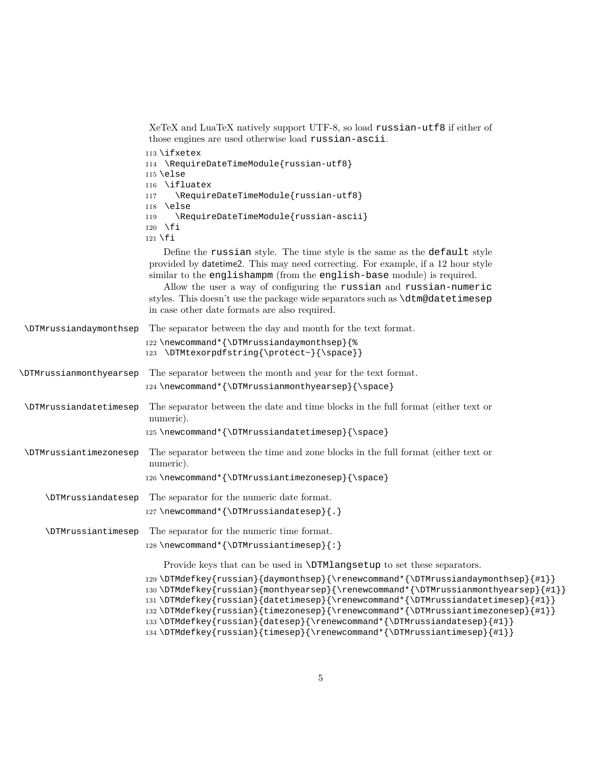XeTeX and LuaTeX natively support UTF-8, so load `russian-utf8` if either of those engines are used otherwise load `russian-ascii`.

```
113 \ifxetex
114  \RequireDateTimeModule{russian-utf8}
115 \else
116  \ifluatex
117    \RequireDateTimeModule{russian-utf8}
118  \else
119    \RequireDateTimeModule{russian-ascii}
120  \fi
121 \fi
```

Define the `russian` style. The time style is the same as the `default` style provided by datetime2. This may need correcting. For example, if a 12 hour style similar to the `englishampm` (from the `english-base` module) is required.

Allow the user a way of configuring the `russian` and `russian-numeric` styles. This doesn't use the package wide separators such as `\dtm@datetimesep` in case other date formats are also required.

`\DTMrussiandaymonthsep` The separator between the day and month for the text format.

```
122 \newcommand*{\DTMrussiandaymonthsep}{%
123  \DTMtexorpdfstring{\protect~}{\space}}
```

`\DTMrussianmonthyearsep` The separator between the month and year for the text format.

```
124 \newcommand*{\DTMrussianmonthyearsep}{\space}
```

`\DTMrussiandatetimesep` The separator between the date and time blocks in the full format (either text or numeric).

```
125 \newcommand*{\DTMrussiandatetimesep}{\space}
```

`\DTMrussiantimezonesep` The separator between the time and zone blocks in the full format (either text or numeric).

```
126 \newcommand*{\DTMrussiantimezonesep}{\space}
```

`\DTMrussiandatesep` The separator for the numeric date format.

```
127 \newcommand*{\DTMrussiandatesep}{.}
```

`\DTMrussiantimesep` The separator for the numeric time format.

```
128 \newcommand*{\DTMrussiantimesep}{:}
```

Provide keys that can be used in `\DTMlangsetup` to set these separators.

```
129 \DTMdefkey{russian}{daymonthsep}{\renewcommand*{\DTMrussiandaymonthsep}{#1}}
130 \DTMdefkey{russian}{monthyearsep}{\renewcommand*{\DTMrussianmonthyearsep}{#1}}
131 \DTMdefkey{russian}{datetimesep}{\renewcommand*{\DTMrussiandatetimesep}{#1}}
132 \DTMdefkey{russian}{timezonesep}{\renewcommand*{\DTMrussiantimezonesep}{#1}}
133 \DTMdefkey{russian}{datesep}{\renewcommand*{\DTMrussiandatesep}{#1}}
134 \DTMdefkey{russian}{timesep}{\renewcommand*{\DTMrussiantimesep}{#1}}
```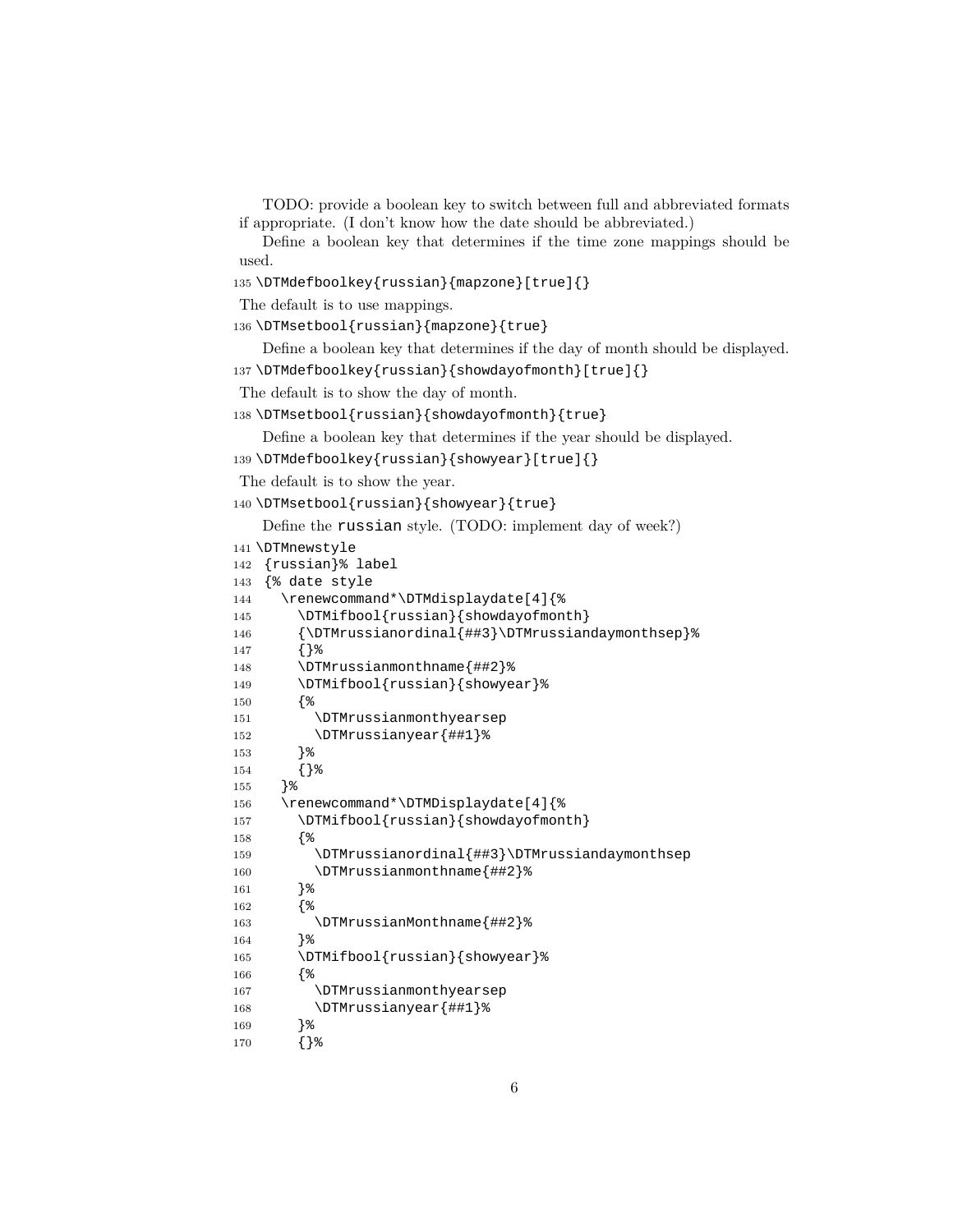TODO: provide a boolean key to switch between full and abbreviated formats if appropriate. (I don't know how the date should be abbreviated.)

Define a boolean key that determines if the time zone mappings should be used.

```
135 \DTMdefboolkey{russian}{mapzone}[true]{}
```

The default is to use mappings.

```
136 \DTMsetbool{russian}{mapzone}{true}
```

Define a boolean key that determines if the day of month should be displayed.

```
137 \DTMdefboolkey{russian}{showdayofmonth}[true]{}
```

The default is to show the day of month.

```
138 \DTMsetbool{russian}{showdayofmonth}{true}
```

Define a boolean key that determines if the year should be displayed.

```
139 \DTMdefboolkey{russian}{showyear}[true]{}
```

The default is to show the year.

```
140 \DTMsetbool{russian}{showyear}{true}
```

Define the russian style. (TODO: implement day of week?)

```
141 \DTMnewstyle
142 {russian}% label
143 {% date style
144   \renewcommand*\DTMdisplaydate[4]{%
145     \DTMifbool{russian}{showdayofmonth}
146     {\DTMrussianordinal{##3}\DTMrussiandaymonthsep}%
147     {}%
148     \DTMrussianmonthname{##2}%
149     \DTMifbool{russian}{showyear}%
150     {%
151       \DTMrussianmonthyearsep
152       \DTMrussianyear{##1}%
153     }%
154     {}%
155   }%
156   \renewcommand*\DTMDisplaydate[4]{%
157     \DTMifbool{russian}{showdayofmonth}
158     {%
159       \DTMrussianordinal{##3}\DTMrussiandaymonthsep
160       \DTMrussianmonthname{##2}%
161     }%
162     {%
163       \DTMrussianMonthname{##2}%
164     }%
165     \DTMifbool{russian}{showyear}%
166     {%
167       \DTMrussianmonthyearsep
168       \DTMrussianyear{##1}%
169     }%
170     {}%
```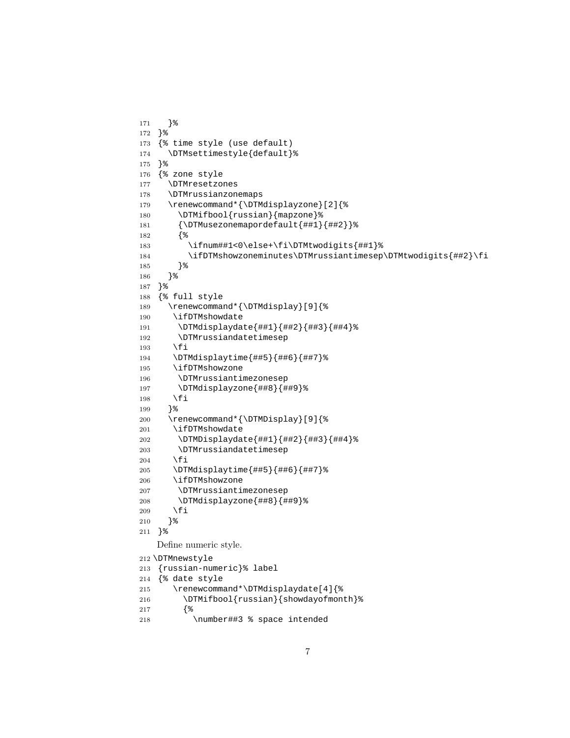```
171   }%
172 }%
173 {% time style (use default)
174   \DTMsettimestyle{default}%
175 }%
176 {% zone style
177   \DTMresetzones
178   \DTMrussianzonemaps
179   \renewcommand*{\DTMdisplayzone}[2]{%
180     \DTMifbool{russian}{mapzone}%
181     {\DTMusezonemapordefault{##1}{##2}}%
182     {%
183       \ifnum##1<0\else+\fi\DTMtwodigits{##1}%
184       \ifDTMshowzoneminutes\DTMrussiantimesep\DTMtwodigits{##2}\fi
185     }%
186   }%
187 }%
188 {% full style
189   \renewcommand*{\DTMdisplay}[9]{%
190    \ifDTMshowdate
191     \DTMdisplaydate{##1}{##2}{##3}{##4}%
192     \DTMrussiandatetimesep
193    \fi
194    \DTMdisplaytime{##5}{##6}{##7}%
195    \ifDTMshowzone
196     \DTMrussiantimezonesep
197     \DTMdisplayzone{##8}{##9}%
198    \fi
199   }%
200   \renewcommand*{\DTMDisplay}[9]{%
201    \ifDTMshowdate
202     \DTMDisplaydate{##1}{##2}{##3}{##4}%
203     \DTMrussiandatetimesep
204    \fi
205    \DTMdisplaytime{##5}{##6}{##7}%
206    \ifDTMshowzone
207     \DTMrussiantimezonesep
208     \DTMdisplayzone{##8}{##9}%
209    \fi
210   }%
211 }%
```

Define numeric style.

```
212 \DTMnewstyle
213 {russian-numeric}% label
214 {% date style
215    \renewcommand*\DTMdisplaydate[4]{%
216      \DTMifbool{russian}{showdayofmonth}%
217      {%
218        \number##3 % space intended
```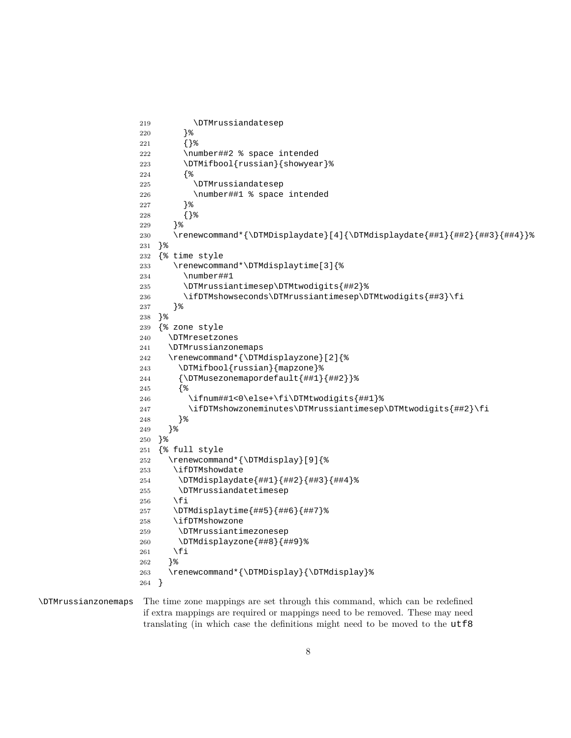```
219         \DTMrussiandatesep
220       }%
221       {}%
222       \number##2 % space intended
223       \DTMifbool{russian}{showyear}%
224       {%
225         \DTMrussiandatesep
226         \number##1 % space intended
227       }%
228       {}%
229     }%
230     \renewcommand*{\DTMDisplaydate}[4]{\DTMdisplaydate{##1}{##2}{##3}{##4}}%
231 }%
232 {% time style
233     \renewcommand*\DTMdisplaytime[3]{%
234       \number##1
235       \DTMrussiantimesep\DTMtwodigits{##2}%
236       \ifDTMshowseconds\DTMrussiantimesep\DTMtwodigits{##3}\fi
237     }%
238 }%
239 {% zone style
240   \DTMresetzones
241   \DTMrussianzonemaps
242   \renewcommand*{\DTMdisplayzone}[2]{%
243     \DTMifbool{russian}{mapzone}%
244     {\DTMusezonemapordefault{##1}{##2}}%
245     {%
246       \ifnum##1<0\else+\fi\DTMtwodigits{##1}%
247       \ifDTMshowzoneminutes\DTMrussiantimesep\DTMtwodigits{##2}\fi
248     }%
249   }%
250 }%
251 {% full style
252   \renewcommand*{\DTMdisplay}[9]{%
253    \ifDTMshowdate
254     \DTMdisplaydate{##1}{##2}{##3}{##4}%
255     \DTMrussiandatetimesep
256    \fi
257    \DTMdisplaytime{##5}{##6}{##7}%
258    \ifDTMshowzone
259     \DTMrussiantimezonesep
260     \DTMdisplayzone{##8}{##9}%
261    \fi
262   }%
263   \renewcommand*{\DTMDisplay}{\DTMdisplay}%
264 }
```

\DTMrussianzonemaps The time zone mappings are set through this command, which can be redefined if extra mappings are required or mappings need to be removed. These may need translating (in which case the definitions might need to be moved to the `utf8`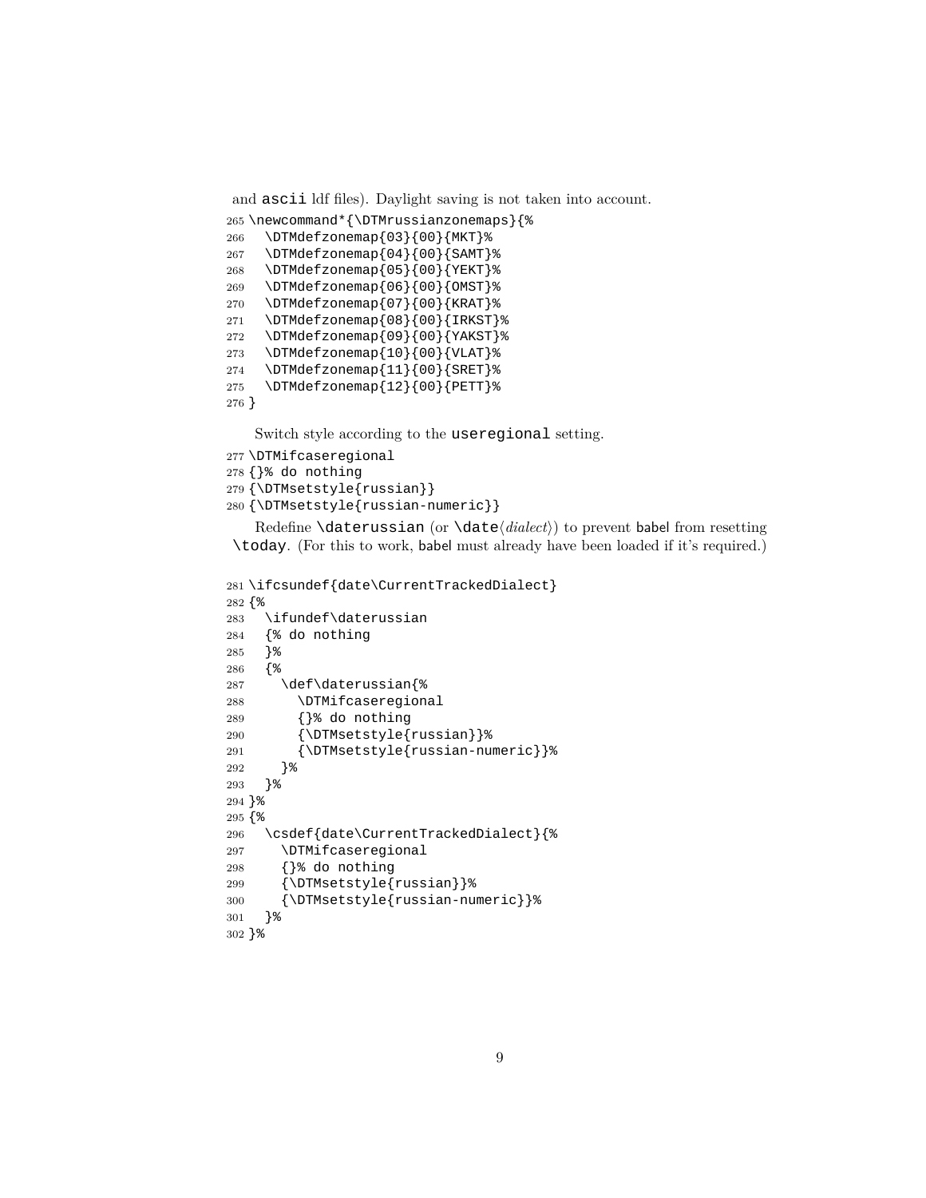and `ascii` ldf files). Daylight saving is not taken into account.

```
265 \newcommand*{\DTMrussianzonemaps}{%
266   \DTMdefzonemap{03}{00}{MKT}%
267   \DTMdefzonemap{04}{00}{SAMT}%
268   \DTMdefzonemap{05}{00}{YEKT}%
269   \DTMdefzonemap{06}{00}{OMST}%
270   \DTMdefzonemap{07}{00}{KRAT}%
271   \DTMdefzonemap{08}{00}{IRKST}%
272   \DTMdefzonemap{09}{00}{YAKST}%
273   \DTMdefzonemap{10}{00}{VLAT}%
274   \DTMdefzonemap{11}{00}{SRET}%
275   \DTMdefzonemap{12}{00}{PETT}%
276 }
```

Switch style according to the `useregional` setting.

```
277 \DTMifcaseregional
278 {}% do nothing
279 {\DTMsetstyle{russian}}
280 {\DTMsetstyle{russian-numeric}}
```

Redefine `\daterussian` (or `\date`⟨*dialect*⟩) to prevent babel from resetting `\today`. (For this to work, babel must already have been loaded if it's required.)

```
281 \ifcsundef{date\CurrentTrackedDialect}
282 {%
283   \ifundef\daterussian
284   {% do nothing
285   }%
286   {%
287     \def\daterussian{%
288       \DTMifcaseregional
289       {}% do nothing
290       {\DTMsetstyle{russian}}%
291       {\DTMsetstyle{russian-numeric}}%
292     }%
293   }%
294 }%
295 {%
296   \csdef{date\CurrentTrackedDialect}{%
297     \DTMifcaseregional
298     {}% do nothing
299     {\DTMsetstyle{russian}}%
300     {\DTMsetstyle{russian-numeric}}%
301   }%
302 }%
```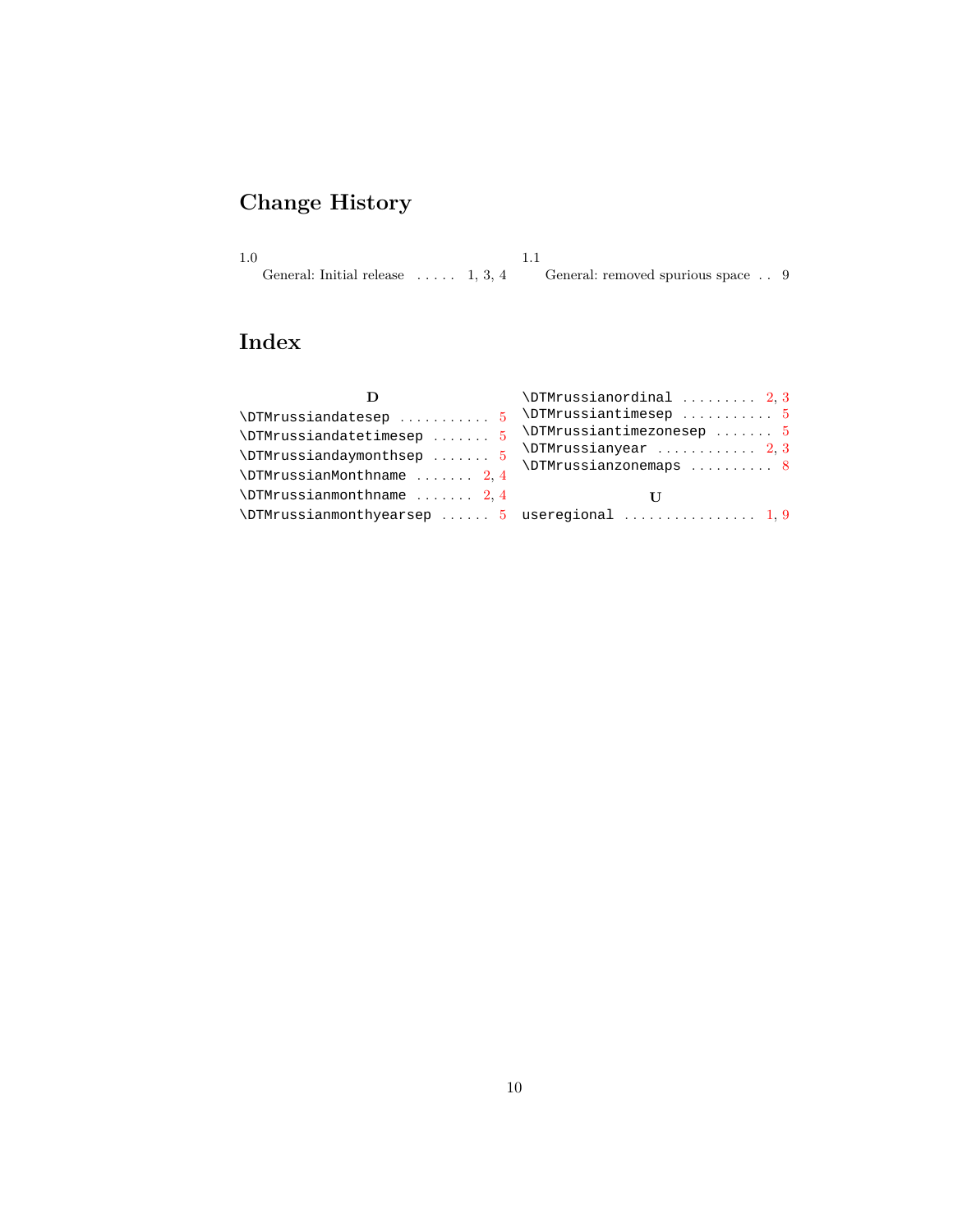# Change History

1.0

General: Initial release . . . . . 1, 3, 4

1.1

General: removed spurious space . . 9

# Index

**D**

\DTMrussiandatesep . . . . . . . . . . . 5

\DTMrussiandatetimesep . . . . . . . 5

\DTMrussiandaymonthsep . . . . . . . 5

\DTMrussianMonthname . . . . . . . 2, 4

\DTMrussianmonthname . . . . . . . 2, 4

\DTMrussianmonthyearsep . . . . . . 5

\DTMrussianordinal . . . . . . . . . 2, 3

\DTMrussiantimesep . . . . . . . . . . . 5

\DTMrussiantimezonesep . . . . . . . 5

\DTMrussianyear . . . . . . . . . . . . 2, 3

\DTMrussianzonemaps . . . . . . . . . . 8

**U**

useregional . . . . . . . . . . . . . . . . 1, 9